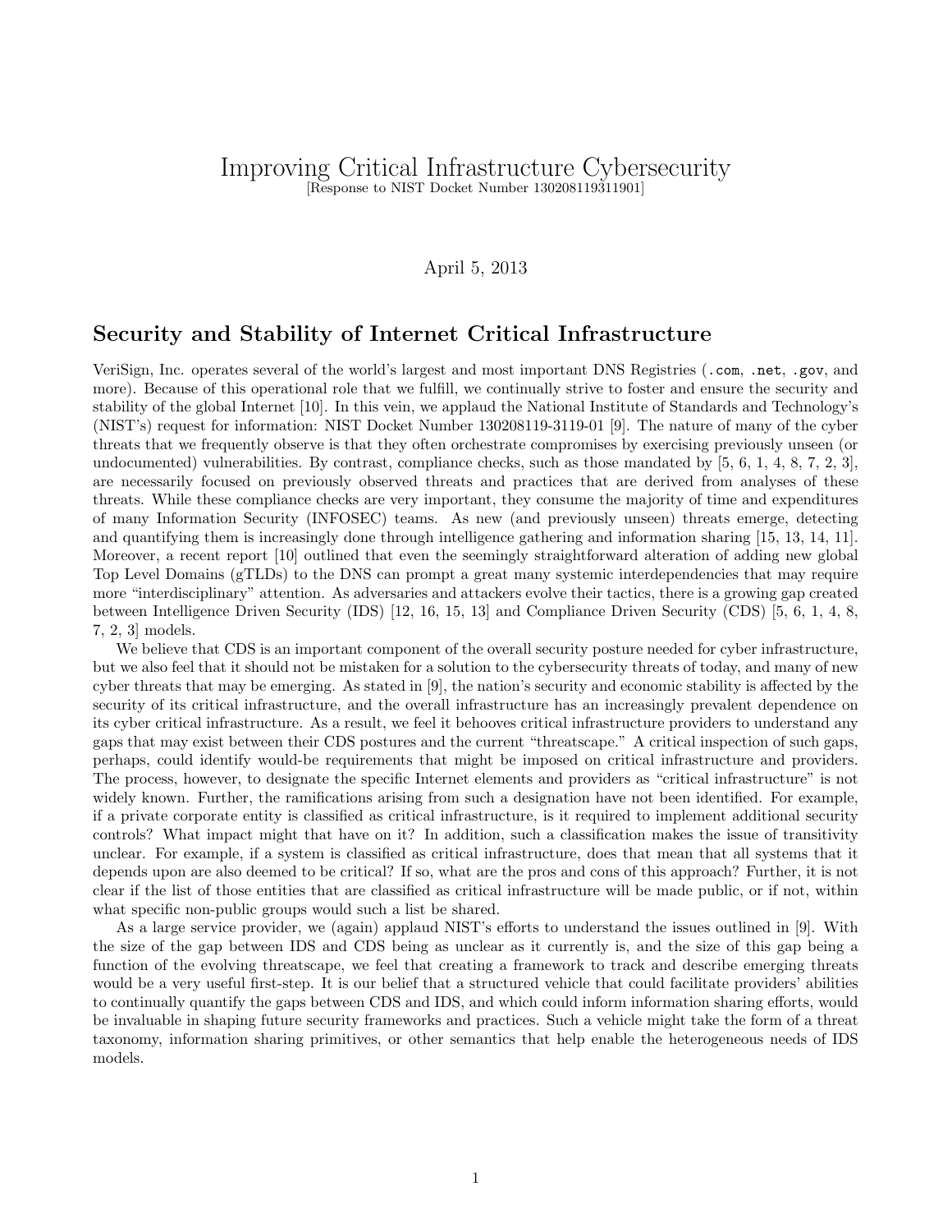# Improving Critical Infrastructure Cybersecurity

[Response to NIST Docket Number 130208119311901]

April 5, 2013

## Security and Stability of Internet Critical Infrastructure

VeriSign, Inc. operates several of the world's largest and most important DNS Registries (.com, .net, .gov, and more). Because of this operational role that we fulfill, we continually strive to foster and ensure the security and stability of the global Internet [10]. In this vein, we applaud the National Institute of Standards and Technology's (NIST's) request for information: NIST Docket Number 130208119-3119-01 [9]. The nature of many of the cyber threats that we frequently observe is that they often orchestrate compromises by exercising previously unseen (or undocumented) vulnerabilities. By contrast, compliance checks, such as those mandated by [5, 6, 1, 4, 8, 7, 2, 3], are necessarily focused on previously observed threats and practices that are derived from analyses of these threats. While these compliance checks are very important, they consume the majority of time and expenditures of many Information Security (INFOSEC) teams. As new (and previously unseen) threats emerge, detecting and quantifying them is increasingly done through intelligence gathering and information sharing [15, 13, 14, 11]. Moreover, a recent report [10] outlined that even the seemingly straightforward alteration of adding new global Top Level Domains (gTLDs) to the DNS can prompt a great many systemic interdependencies that may require more "interdisciplinary" attention. As adversaries and attackers evolve their tactics, there is a growing gap created between Intelligence Driven Security (IDS) [12, 16, 15, 13] and Compliance Driven Security (CDS) [5, 6, 1, 4, 8, 7, 2, 3] models.

We believe that CDS is an important component of the overall security posture needed for cyber infrastructure, but we also feel that it should not be mistaken for a solution to the cybersecurity threats of today, and many of new cyber threats that may be emerging. As stated in [9], the nation's security and economic stability is affected by the security of its critical infrastructure, and the overall infrastructure has an increasingly prevalent dependence on its cyber critical infrastructure. As a result, we feel it behooves critical infrastructure providers to understand any gaps that may exist between their CDS postures and the current "threatscape." A critical inspection of such gaps, perhaps, could identify would-be requirements that might be imposed on critical infrastructure and providers. The process, however, to designate the specific Internet elements and providers as "critical infrastructure" is not widely known. Further, the ramifications arising from such a designation have not been identified. For example, if a private corporate entity is classified as critical infrastructure, is it required to implement additional security controls? What impact might that have on it? In addition, such a classification makes the issue of transitivity unclear. For example, if a system is classified as critical infrastructure, does that mean that all systems that it depends upon are also deemed to be critical? If so, what are the pros and cons of this approach? Further, it is not clear if the list of those entities that are classified as critical infrastructure will be made public, or if not, within what specific non-public groups would such a list be shared.

As a large service provider, we (again) applaud NIST's efforts to understand the issues outlined in [9]. With the size of the gap between IDS and CDS being as unclear as it currently is, and the size of this gap being a function of the evolving threatscape, we feel that creating a framework to track and describe emerging threats would be a very useful first-step. It is our belief that a structured vehicle that could facilitate providers' abilities to continually quantify the gaps between CDS and IDS, and which could inform information sharing efforts, would be invaluable in shaping future security frameworks and practices. Such a vehicle might take the form of a threat taxonomy, information sharing primitives, or other semantics that help enable the heterogeneous needs of IDS models.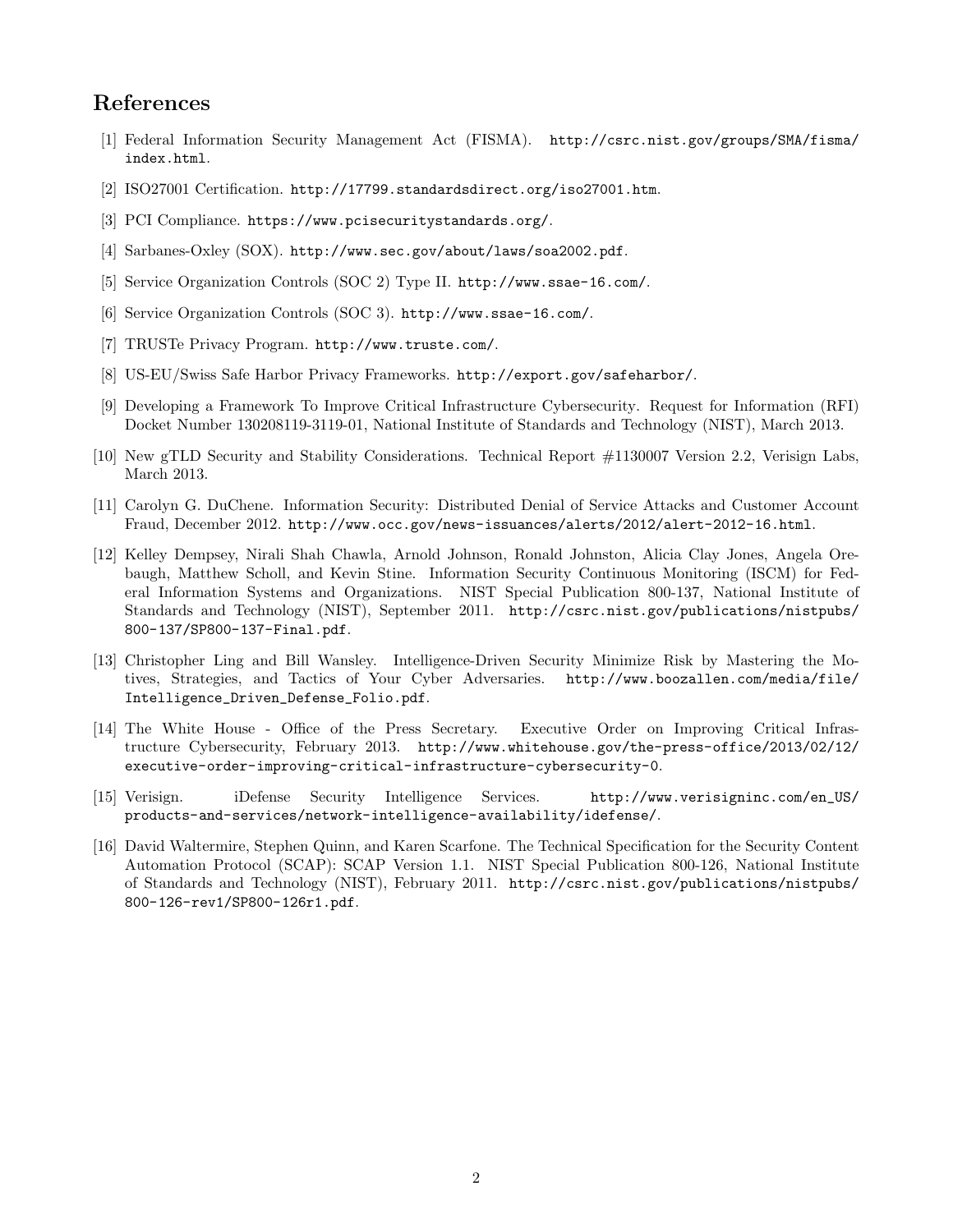## References

[1] Federal Information Security Management Act (FISMA). http://csrc.nist.gov/groups/SMA/fisma/index.html.

[2] ISO27001 Certification. http://17799.standardsdirect.org/iso27001.htm.

[3] PCI Compliance. https://www.pcisecuritystandards.org/.

[4] Sarbanes-Oxley (SOX). http://www.sec.gov/about/laws/soa2002.pdf.

[5] Service Organization Controls (SOC 2) Type II. http://www.ssae-16.com/.

[6] Service Organization Controls (SOC 3). http://www.ssae-16.com/.

[7] TRUSTe Privacy Program. http://www.truste.com/.

[8] US-EU/Swiss Safe Harbor Privacy Frameworks. http://export.gov/safeharbor/.

[9] Developing a Framework To Improve Critical Infrastructure Cybersecurity. Request for Information (RFI) Docket Number 130208119-3119-01, National Institute of Standards and Technology (NIST), March 2013.

[10] New gTLD Security and Stability Considerations. Technical Report #1130007 Version 2.2, Verisign Labs, March 2013.

[11] Carolyn G. DuChene. Information Security: Distributed Denial of Service Attacks and Customer Account Fraud, December 2012. http://www.occ.gov/news-issuances/alerts/2012/alert-2012-16.html.

[12] Kelley Dempsey, Nirali Shah Chawla, Arnold Johnson, Ronald Johnston, Alicia Clay Jones, Angela Orebaugh, Matthew Scholl, and Kevin Stine. Information Security Continuous Monitoring (ISCM) for Federal Information Systems and Organizations. NIST Special Publication 800-137, National Institute of Standards and Technology (NIST), September 2011. http://csrc.nist.gov/publications/nistpubs/800-137/SP800-137-Final.pdf.

[13] Christopher Ling and Bill Wansley. Intelligence-Driven Security Minimize Risk by Mastering the Motives, Strategies, and Tactics of Your Cyber Adversaries. http://www.boozallen.com/media/file/Intelligence_Driven_Defense_Folio.pdf.

[14] The White House - Office of the Press Secretary. Executive Order on Improving Critical Infrastructure Cybersecurity, February 2013. http://www.whitehouse.gov/the-press-office/2013/02/12/executive-order-improving-critical-infrastructure-cybersecurity-0.

[15] Verisign. iDefense Security Intelligence Services. http://www.verisigninc.com/en_US/products-and-services/network-intelligence-availability/idefense/.

[16] David Waltermire, Stephen Quinn, and Karen Scarfone. The Technical Specification for the Security Content Automation Protocol (SCAP): SCAP Version 1.1. NIST Special Publication 800-126, National Institute of Standards and Technology (NIST), February 2011. http://csrc.nist.gov/publications/nistpubs/800-126-rev1/SP800-126r1.pdf.